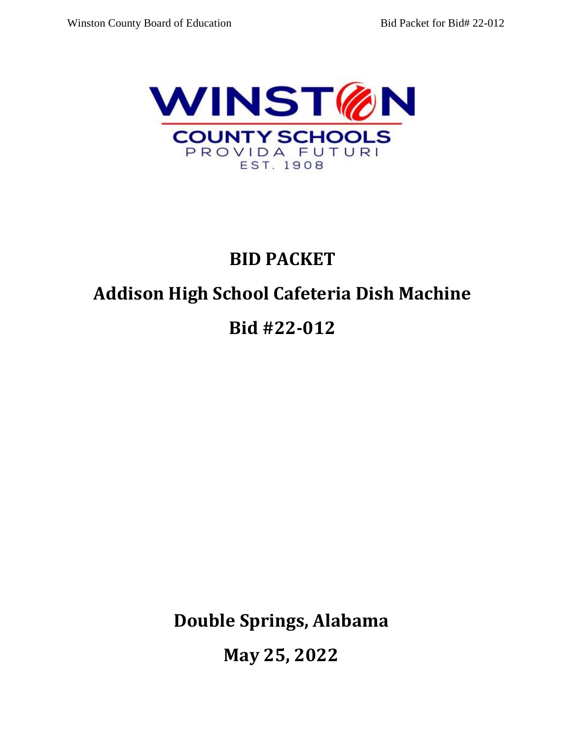# BID PACKET

# Addison High School Cafeteria Dish Machine

# Bid #22-012

**Double Springs, Alabama**

**May 25, 2022**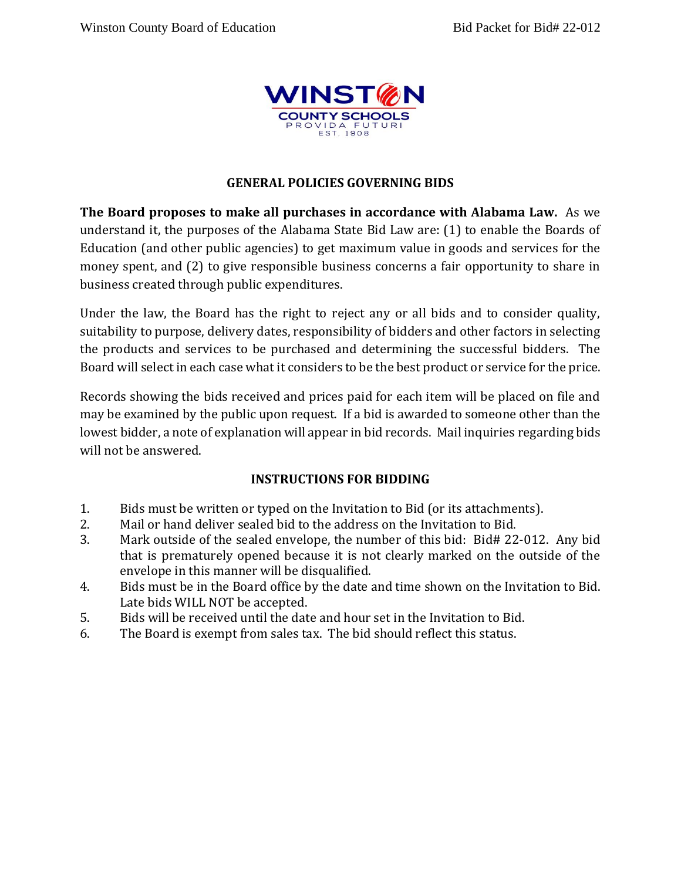## GENERAL POLICIES GOVERNING BIDS

**The Board proposes to make all purchases in accordance with Alabama Law.** As we understand it, the purposes of the Alabama State Bid Law are: (1) to enable the Boards of Education (and other public agencies) to get maximum value in goods and services for the money spent, and (2) to give responsible business concerns a fair opportunity to share in business created through public expenditures.

Under the law, the Board has the right to reject any or all bids and to consider quality, suitability to purpose, delivery dates, responsibility of bidders and other factors in selecting the products and services to be purchased and determining the successful bidders. The Board will select in each case what it considers to be the best product or service for the price.

Records showing the bids received and prices paid for each item will be placed on file and may be examined by the public upon request. If a bid is awarded to someone other than the lowest bidder, a note of explanation will appear in bid records. Mail inquiries regarding bids will not be answered.

## INSTRUCTIONS FOR BIDDING

1. Bids must be written or typed on the Invitation to Bid (or its attachments).
2. Mail or hand deliver sealed bid to the address on the Invitation to Bid.
3. Mark outside of the sealed envelope, the number of this bid: Bid# 22-012. Any bid that is prematurely opened because it is not clearly marked on the outside of the envelope in this manner will be disqualified.
4. Bids must be in the Board office by the date and time shown on the Invitation to Bid. Late bids WILL NOT be accepted.
5. Bids will be received until the date and hour set in the Invitation to Bid.
6. The Board is exempt from sales tax. The bid should reflect this status.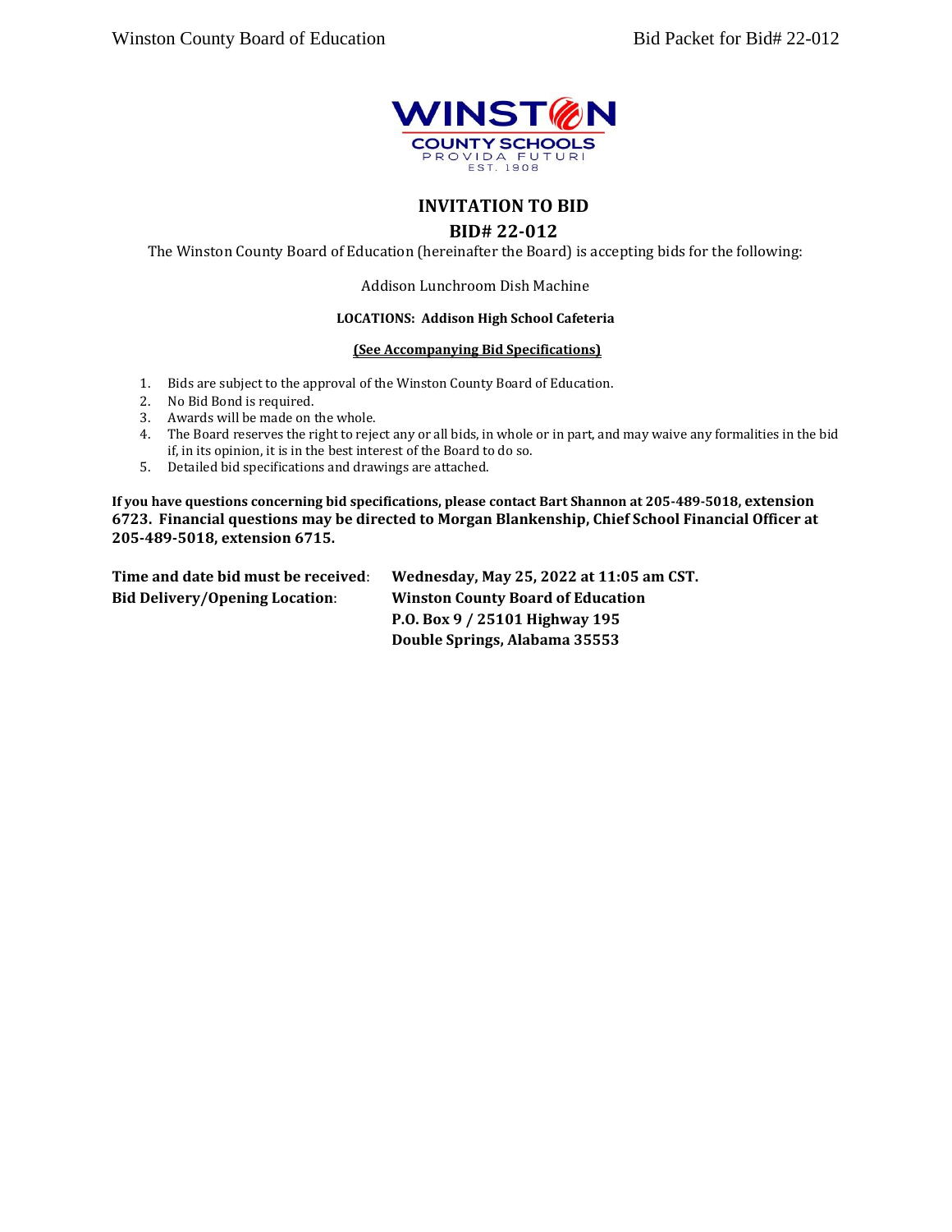# INVITATION TO BID

## BID# 22-012

The Winston County Board of Education (hereinafter the Board) is accepting bids for the following:

Addison Lunchroom Dish Machine

**LOCATIONS: Addison High School Cafeteria**

**(See Accompanying Bid Specifications)**

1. Bids are subject to the approval of the Winston County Board of Education.
2. No Bid Bond is required.
3. Awards will be made on the whole.
4. The Board reserves the right to reject any or all bids, in whole or in part, and may waive any formalities in the bid if, in its opinion, it is in the best interest of the Board to do so.
5. Detailed bid specifications and drawings are attached.

**If you have questions concerning bid specifications, please contact Bart Shannon at 205-489-5018, extension 6723. Financial questions may be directed to Morgan Blankenship, Chief School Financial Officer at 205-489-5018, extension 6715.**

**Time and date bid must be received**: **Wednesday, May 25, 2022 at 11:05 am CST.**

**Bid Delivery/Opening Location**: **Winston County Board of Education**
**P.O. Box 9 / 25101 Highway 195**
**Double Springs, Alabama 35553**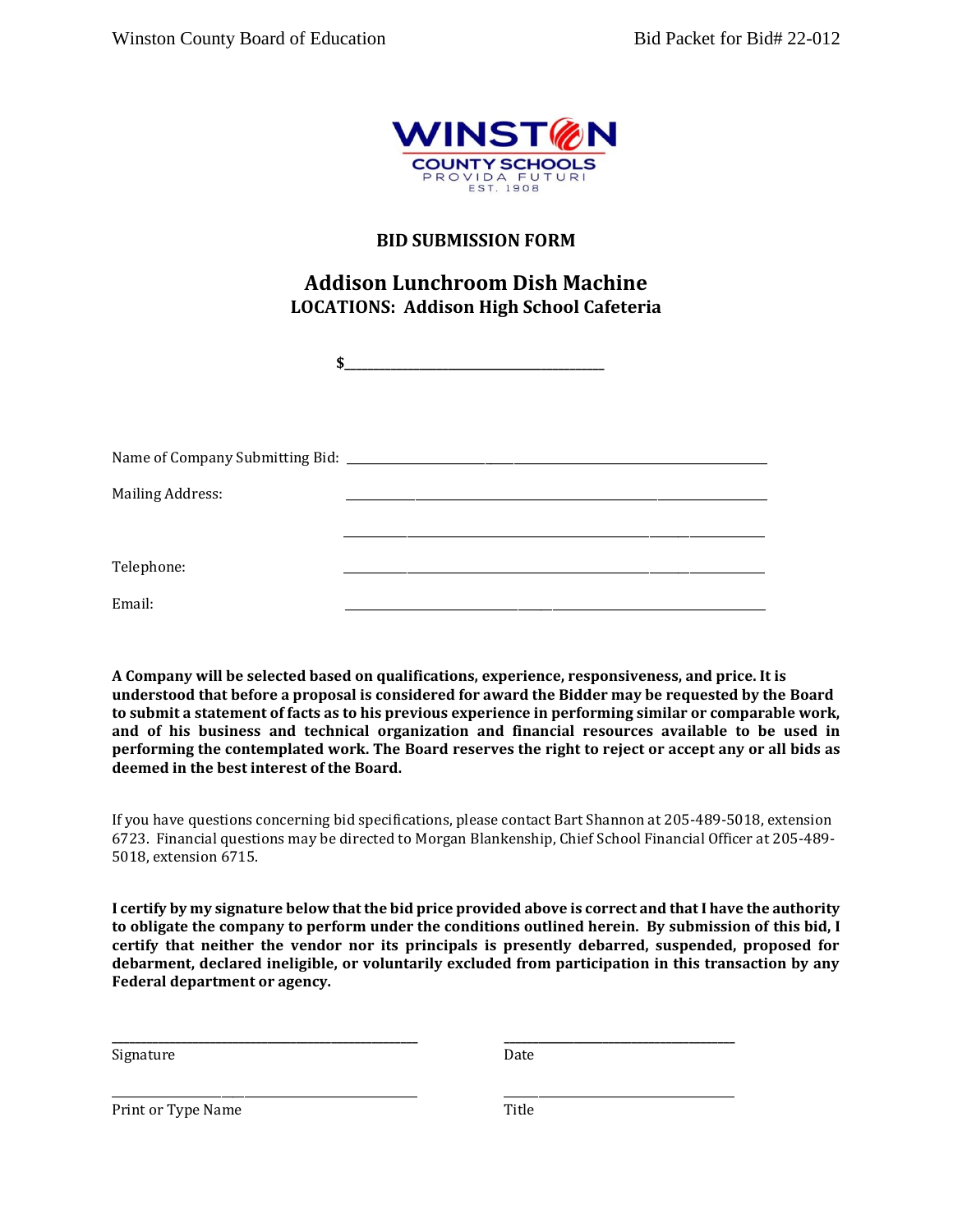## BID SUBMISSION FORM

## Addison Lunchroom Dish Machine

### LOCATIONS: Addison High School Cafeteria

$_______________________________________

Name of Company Submitting Bid: ______________________________________________

Mailing Address: ______________________________________________

______________________________________________

Telephone: ______________________________________________

Email: ______________________________________________

**A Company will be selected based on qualifications, experience, responsiveness, and price. It is understood that before a proposal is considered for award the Bidder may be requested by the Board to submit a statement of facts as to his previous experience in performing similar or comparable work, and of his business and technical organization and financial resources available to be used in performing the contemplated work. The Board reserves the right to reject or accept any or all bids as deemed in the best interest of the Board.**

If you have questions concerning bid specifications, please contact Bart Shannon at 205-489-5018, extension 6723. Financial questions may be directed to Morgan Blankenship, Chief School Financial Officer at 205-489-5018, extension 6715.

**I certify by my signature below that the bid price provided above is correct and that I have the authority to obligate the company to perform under the conditions outlined herein. By submission of this bid, I certify that neither the vendor nor its principals is presently debarred, suspended, proposed for debarment, declared ineligible, or voluntarily excluded from participation in this transaction by any Federal department or agency.**

______________________________ ______________________________

Signature Date

______________________________ ______________________________

Print or Type Name Title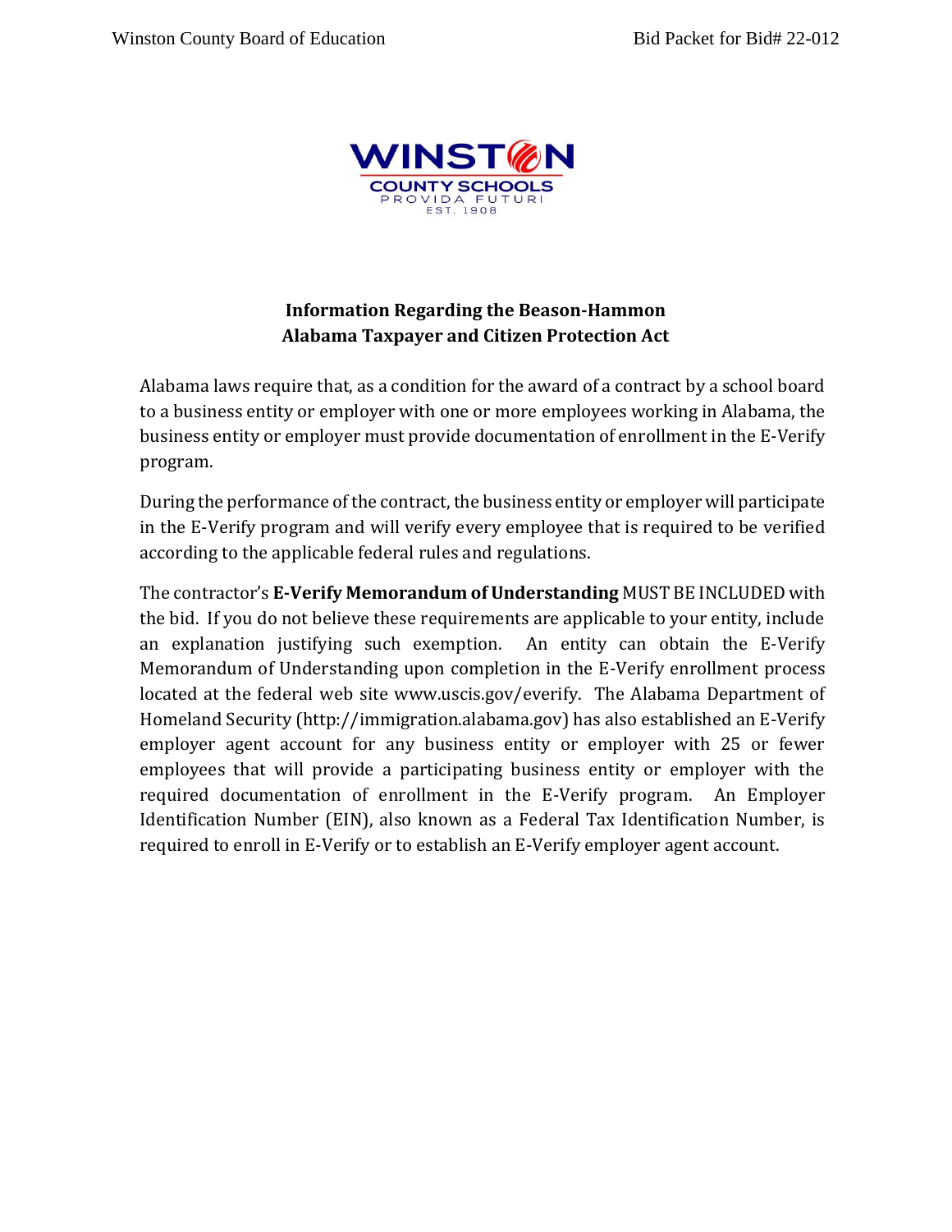**Information Regarding the Beason-Hammon**
**Alabama Taxpayer and Citizen Protection Act**

Alabama laws require that, as a condition for the award of a contract by a school board to a business entity or employer with one or more employees working in Alabama, the business entity or employer must provide documentation of enrollment in the E-Verify program.

During the performance of the contract, the business entity or employer will participate in the E-Verify program and will verify every employee that is required to be verified according to the applicable federal rules and regulations.

The contractor's **E-Verify Memorandum of Understanding** MUST BE INCLUDED with the bid. If you do not believe these requirements are applicable to your entity, include an explanation justifying such exemption. An entity can obtain the E-Verify Memorandum of Understanding upon completion in the E-Verify enrollment process located at the federal web site www.uscis.gov/everify. The Alabama Department of Homeland Security (http://immigration.alabama.gov) has also established an E-Verify employer agent account for any business entity or employer with 25 or fewer employees that will provide a participating business entity or employer with the required documentation of enrollment in the E-Verify program. An Employer Identification Number (EIN), also known as a Federal Tax Identification Number, is required to enroll in E-Verify or to establish an E-Verify employer agent account.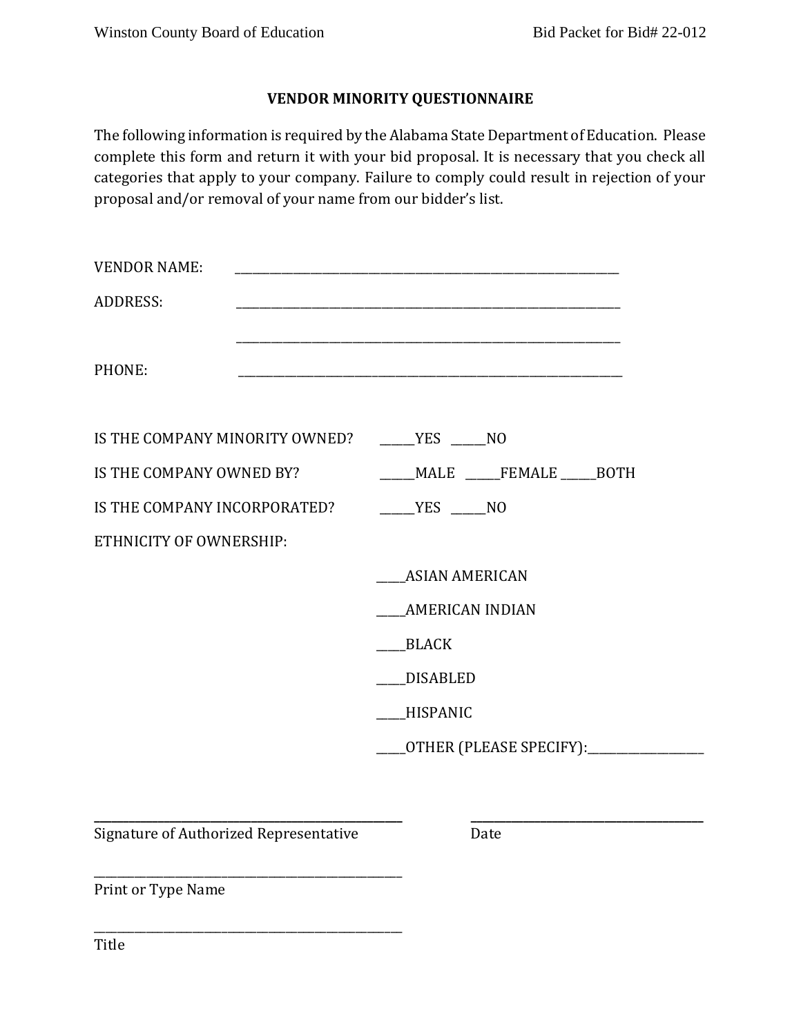## VENDOR MINORITY QUESTIONNAIRE

The following information is required by the Alabama State Department of Education. Please complete this form and return it with your bid proposal. It is necessary that you check all categories that apply to your company. Failure to comply could result in rejection of your proposal and/or removal of your name from our bidder's list.

VENDOR NAME: ____________________________________________________________

ADDRESS: ____________________________________________________________

____________________________________________________________

PHONE: ____________________________________________________________

IS THE COMPANY MINORITY OWNED? _____YES _____NO

IS THE COMPANY OWNED BY? _____MALE _____FEMALE _____BOTH

IS THE COMPANY INCORPORATED? _____YES _____NO

ETHNICITY OF OWNERSHIP:

____ASIAN AMERICAN

____AMERICAN INDIAN

____BLACK

____DISABLED

____HISPANIC

____OTHER (PLEASE SPECIFY):__________________

_____________________________________________
Signature of Authorized Representative

_________________________________
Date

_____________________________________________
Print or Type Name

_____________________________________________
Title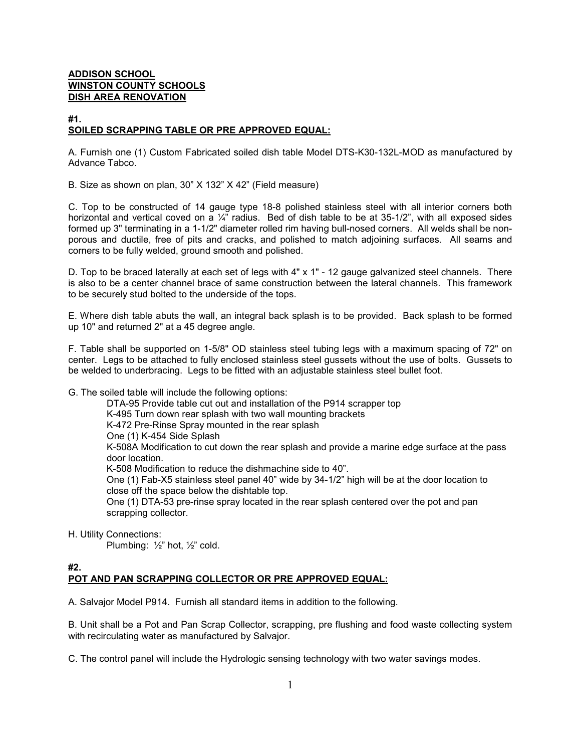**ADDISON SCHOOL**
**WINSTON COUNTY SCHOOLS**
**DISH AREA RENOVATION**

**#1.**
**SOILED SCRAPPING TABLE OR PRE APPROVED EQUAL:**

A. Furnish one (1) Custom Fabricated soiled dish table Model DTS-K30-132L-MOD as manufactured by Advance Tabco.

B. Size as shown on plan, 30” X 132” X 42” (Field measure)

C. Top to be constructed of 14 gauge type 18-8 polished stainless steel with all interior corners both horizontal and vertical coved on a ¼” radius. Bed of dish table to be at 35-1/2”, with all exposed sides formed up 3" terminating in a 1-1/2" diameter rolled rim having bull-nosed corners. All welds shall be non-porous and ductile, free of pits and cracks, and polished to match adjoining surfaces. All seams and corners to be fully welded, ground smooth and polished.

D. Top to be braced laterally at each set of legs with 4" x 1" - 12 gauge galvanized steel channels. There is also to be a center channel brace of same construction between the lateral channels. This framework to be securely stud bolted to the underside of the tops.

E. Where dish table abuts the wall, an integral back splash is to be provided. Back splash to be formed up 10" and returned 2" at a 45 degree angle.

F. Table shall be supported on 1-5/8" OD stainless steel tubing legs with a maximum spacing of 72" on center. Legs to be attached to fully enclosed stainless steel gussets without the use of bolts. Gussets to be welded to underbracing. Legs to be fitted with an adjustable stainless steel bullet foot.

G. The soiled table will include the following options:

DTA-95 Provide table cut out and installation of the P914 scrapper top
K-495 Turn down rear splash with two wall mounting brackets
K-472 Pre-Rinse Spray mounted in the rear splash
One (1) K-454 Side Splash
K-508A Modification to cut down the rear splash and provide a marine edge surface at the pass door location.
K-508 Modification to reduce the dishmachine side to 40”.
One (1) Fab-X5 stainless steel panel 40” wide by 34-1/2” high will be at the door location to close off the space below the dishtable top.
One (1) DTA-53 pre-rinse spray located in the rear splash centered over the pot and pan scrapping collector.

H. Utility Connections:

Plumbing: ½” hot, ½” cold.

**#2.**
**POT AND PAN SCRAPPING COLLECTOR OR PRE APPROVED EQUAL:**

A. Salvajor Model P914. Furnish all standard items in addition to the following.

B. Unit shall be a Pot and Pan Scrap Collector, scrapping, pre flushing and food waste collecting system with recirculating water as manufactured by Salvajor.

C. The control panel will include the Hydrologic sensing technology with two water savings modes.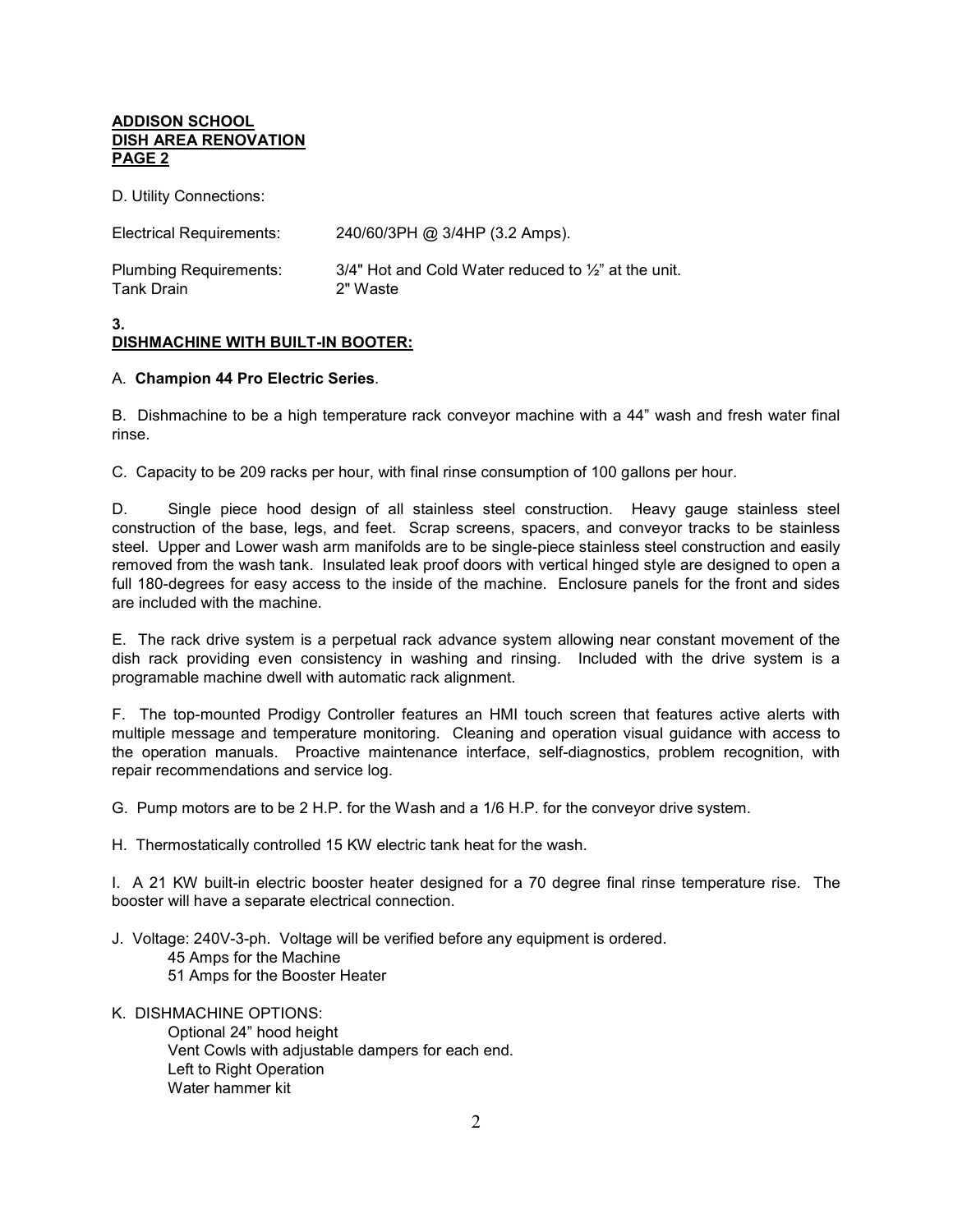**ADDISON SCHOOL**
**DISH AREA RENOVATION**
**PAGE 2**

D. Utility Connections:

Electrical Requirements: 240/60/3PH @ 3/4HP (3.2 Amps).

Plumbing Requirements: 3/4" Hot and Cold Water reduced to ½" at the unit.
Tank Drain 2" Waste

**3.**
**DISHMACHINE WITH BUILT-IN BOOTER:**

A. **Champion 44 Pro Electric Series**.

B. Dishmachine to be a high temperature rack conveyor machine with a 44" wash and fresh water final rinse.

C. Capacity to be 209 racks per hour, with final rinse consumption of 100 gallons per hour.

D. Single piece hood design of all stainless steel construction. Heavy gauge stainless steel construction of the base, legs, and feet. Scrap screens, spacers, and conveyor tracks to be stainless steel. Upper and Lower wash arm manifolds are to be single-piece stainless steel construction and easily removed from the wash tank. Insulated leak proof doors with vertical hinged style are designed to open a full 180-degrees for easy access to the inside of the machine. Enclosure panels for the front and sides are included with the machine.

E. The rack drive system is a perpetual rack advance system allowing near constant movement of the dish rack providing even consistency in washing and rinsing. Included with the drive system is a programable machine dwell with automatic rack alignment.

F. The top-mounted Prodigy Controller features an HMI touch screen that features active alerts with multiple message and temperature monitoring. Cleaning and operation visual guidance with access to the operation manuals. Proactive maintenance interface, self-diagnostics, problem recognition, with repair recommendations and service log.

G. Pump motors are to be 2 H.P. for the Wash and a 1/6 H.P. for the conveyor drive system.

H. Thermostatically controlled 15 KW electric tank heat for the wash.

I. A 21 KW built-in electric booster heater designed for a 70 degree final rinse temperature rise. The booster will have a separate electrical connection.

J. Voltage: 240V-3-ph. Voltage will be verified before any equipment is ordered.
45 Amps for the Machine
51 Amps for the Booster Heater

K. DISHMACHINE OPTIONS:
Optional 24" hood height
Vent Cowls with adjustable dampers for each end.
Left to Right Operation
Water hammer kit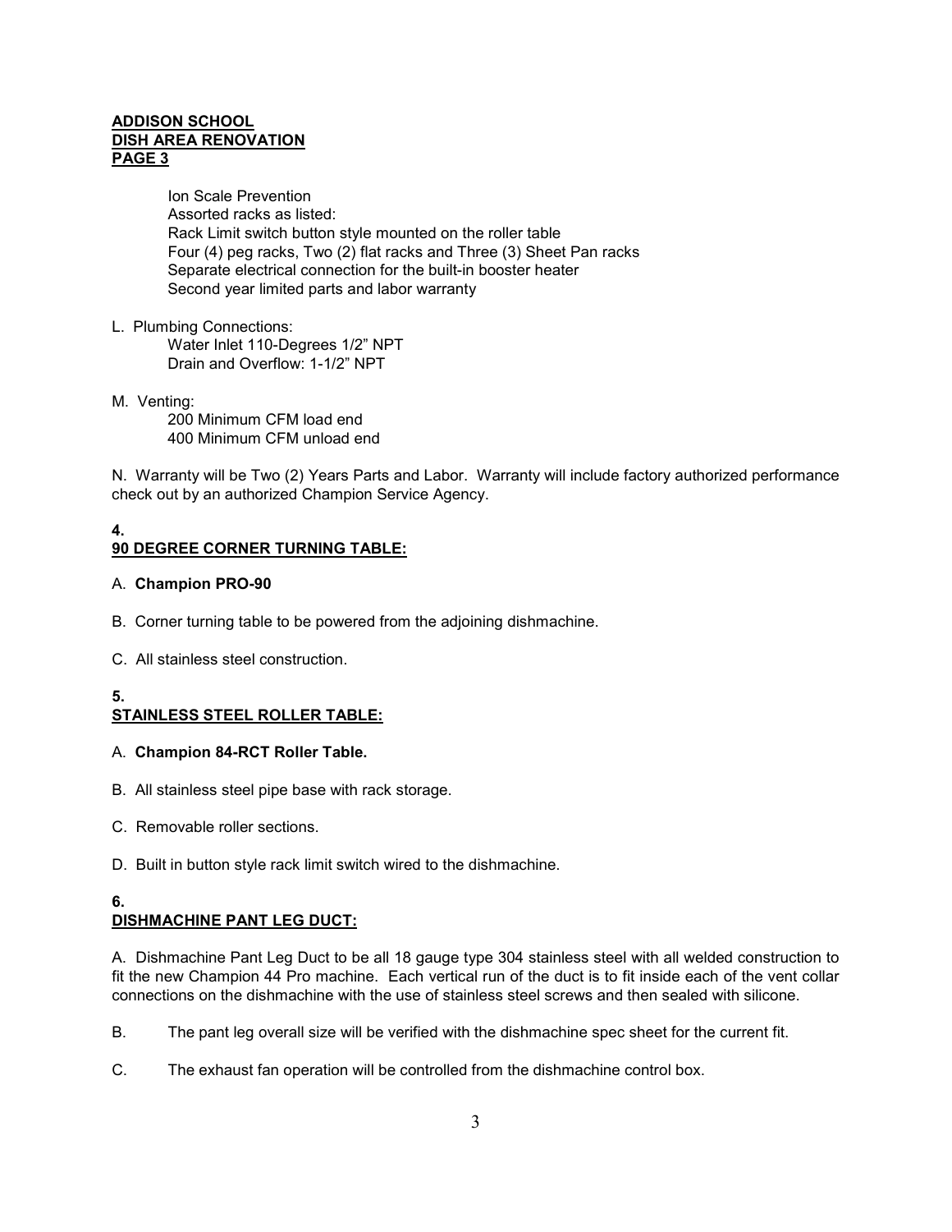**ADDISON SCHOOL**
**DISH AREA RENOVATION**
**PAGE 3**

Ion Scale Prevention
Assorted racks as listed:
Rack Limit switch button style mounted on the roller table
Four (4) peg racks, Two (2) flat racks and Three (3) Sheet Pan racks
Separate electrical connection for the built-in booster heater
Second year limited parts and labor warranty

L. Plumbing Connections:
Water Inlet 110-Degrees 1/2" NPT
Drain and Overflow: 1-1/2" NPT

M. Venting:
200 Minimum CFM load end
400 Minimum CFM unload end

N. Warranty will be Two (2) Years Parts and Labor. Warranty will include factory authorized performance check out by an authorized Champion Service Agency.

**4.**
**90 DEGREE CORNER TURNING TABLE:**

A. **Champion PRO-90**

B. Corner turning table to be powered from the adjoining dishmachine.

C. All stainless steel construction.

**5.**
**STAINLESS STEEL ROLLER TABLE:**

A. **Champion 84-RCT Roller Table.**

B. All stainless steel pipe base with rack storage.

C. Removable roller sections.

D. Built in button style rack limit switch wired to the dishmachine.

**6.**
**DISHMACHINE PANT LEG DUCT:**

A. Dishmachine Pant Leg Duct to be all 18 gauge type 304 stainless steel with all welded construction to fit the new Champion 44 Pro machine. Each vertical run of the duct is to fit inside each of the vent collar connections on the dishmachine with the use of stainless steel screws and then sealed with silicone.

B. The pant leg overall size will be verified with the dishmachine spec sheet for the current fit.

C. The exhaust fan operation will be controlled from the dishmachine control box.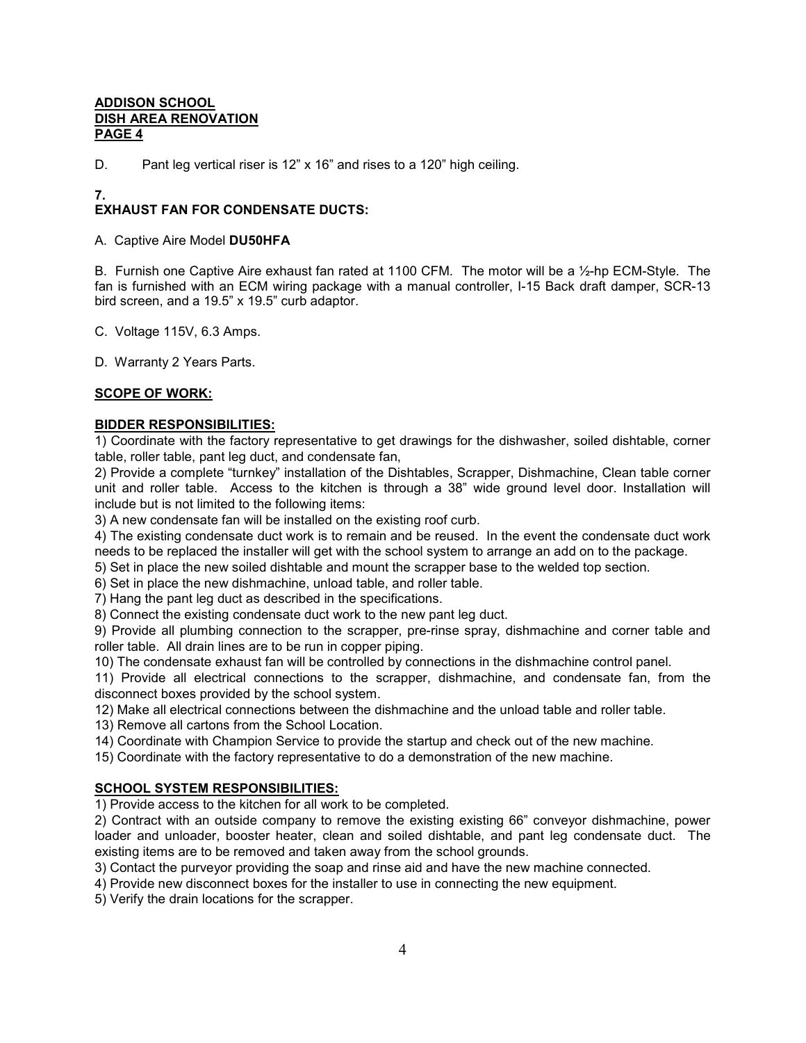D. Pant leg vertical riser is 12” x 16” and rises to a 120” high ceiling.

**7.**
**EXHAUST FAN FOR CONDENSATE DUCTS:**

A. Captive Aire Model **DU50HFA**

B. Furnish one Captive Aire exhaust fan rated at 1100 CFM. The motor will be a ½-hp ECM-Style. The fan is furnished with an ECM wiring package with a manual controller, I-15 Back draft damper, SCR-13 bird screen, and a 19.5” x 19.5” curb adaptor.

C. Voltage 115V, 6.3 Amps.

D. Warranty 2 Years Parts.

**SCOPE OF WORK:**

**BIDDER RESPONSIBILITIES:**

1) Coordinate with the factory representative to get drawings for the dishwasher, soiled dishtable, corner table, roller table, pant leg duct, and condensate fan,
2) Provide a complete “turnkey” installation of the Dishtables, Scrapper, Dishmachine, Clean table corner unit and roller table. Access to the kitchen is through a 38” wide ground level door. Installation will include but is not limited to the following items:
3) A new condensate fan will be installed on the existing roof curb.
4) The existing condensate duct work is to remain and be reused. In the event the condensate duct work needs to be replaced the installer will get with the school system to arrange an add on to the package.
5) Set in place the new soiled dishtable and mount the scrapper base to the welded top section.
6) Set in place the new dishmachine, unload table, and roller table.
7) Hang the pant leg duct as described in the specifications.
8) Connect the existing condensate duct work to the new pant leg duct.
9) Provide all plumbing connection to the scrapper, pre-rinse spray, dishmachine and corner table and roller table. All drain lines are to be run in copper piping.
10) The condensate exhaust fan will be controlled by connections in the dishmachine control panel.
11) Provide all electrical connections to the scrapper, dishmachine, and condensate fan, from the disconnect boxes provided by the school system.
12) Make all electrical connections between the dishmachine and the unload table and roller table.
13) Remove all cartons from the School Location.
14) Coordinate with Champion Service to provide the startup and check out of the new machine.
15) Coordinate with the factory representative to do a demonstration of the new machine.

**SCHOOL SYSTEM RESPONSIBILITIES:**

1) Provide access to the kitchen for all work to be completed.
2) Contract with an outside company to remove the existing existing 66” conveyor dishmachine, power loader and unloader, booster heater, clean and soiled dishtable, and pant leg condensate duct. The existing items are to be removed and taken away from the school grounds.
3) Contact the purveyor providing the soap and rinse aid and have the new machine connected.
4) Provide new disconnect boxes for the installer to use in connecting the new equipment.
5) Verify the drain locations for the scrapper.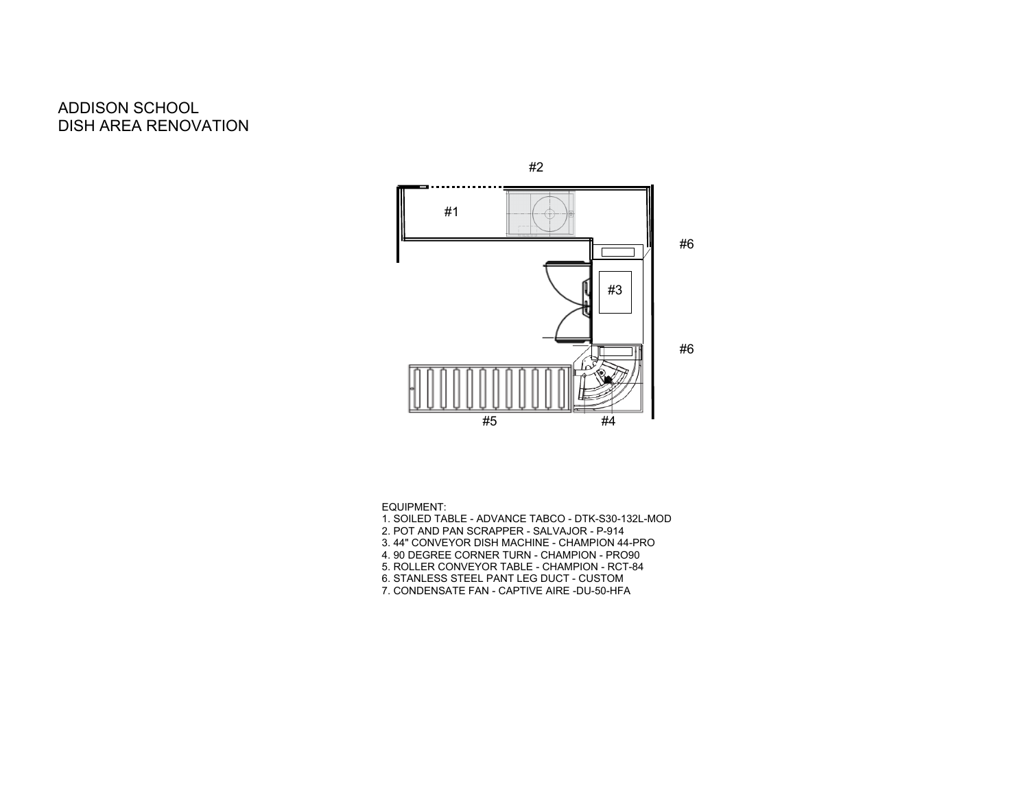ADDISON SCHOOL
DISH AREA RENOVATION

#2

#1

#6

#3

#6

#5

#4

EQUIPMENT:
1. SOILED TABLE - ADVANCE TABCO - DTK-S30-132L-MOD
2. POT AND PAN SCRAPPER - SALVAJOR - P-914
3. 44" CONVEYOR DISH MACHINE - CHAMPION 44-PRO
4. 90 DEGREE CORNER TURN - CHAMPION - PRO90
5. ROLLER CONVEYOR TABLE - CHAMPION - RCT-84
6. STANLESS STEEL PANT LEG DUCT - CUSTOM
7. CONDENSATE FAN - CAPTIVE AIRE -DU-50-HFA